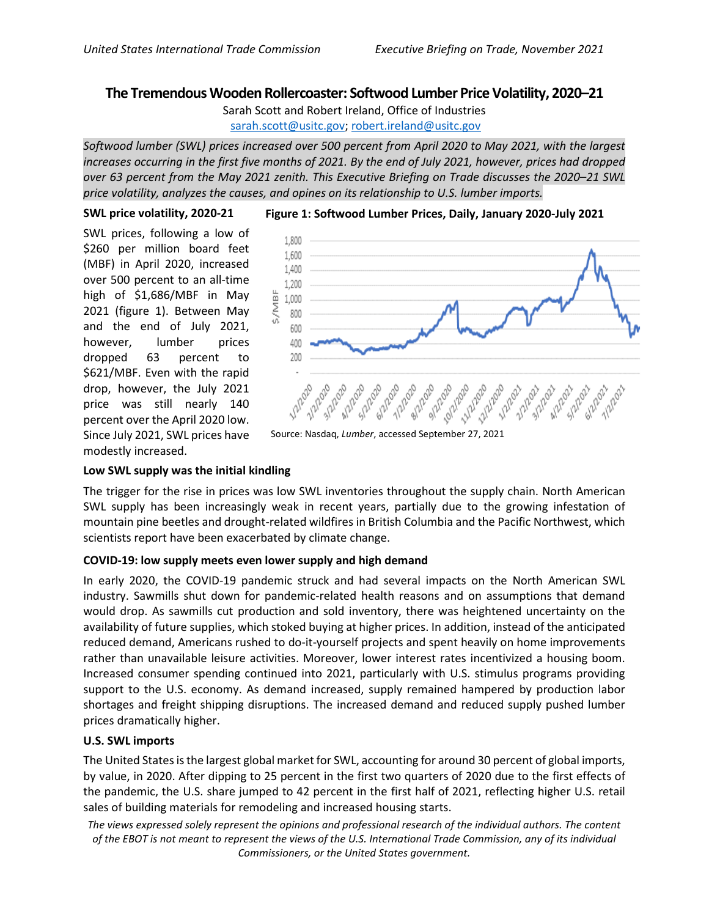# The Tremendous Wooden Rollercoaster: Softwood Lumber Price Volatility, 2020–21

Sarah Scott and Robert Ireland, Office of Industries
sarah.scott@usitc.gov; robert.ireland@usitc.gov

*Softwood lumber (SWL) prices increased over 500 percent from April 2020 to May 2021, with the largest increases occurring in the first five months of 2021. By the end of July 2021, however, prices had dropped over 63 percent from the May 2021 zenith. This Executive Briefing on Trade discusses the 2020–21 SWL price volatility, analyzes the causes, and opines on its relationship to U.S. lumber imports.*

### SWL price volatility, 2020-21

SWL prices, following a low of $260 per million board feet (MBF) in April 2020, increased over 500 percent to an all-time high of $1,686/MBF in May 2021 (figure 1). Between May and the end of July 2021, however, lumber prices dropped 63 percent to $621/MBF. Even with the rapid drop, however, the July 2021 price was still nearly 140 percent over the April 2020 low. Since July 2021, SWL prices have modestly increased.

**Figure 1: Softwood Lumber Prices, Daily, January 2020-July 2021**

Source: Nasdaq, *Lumber*, accessed September 27, 2021

### Low SWL supply was the initial kindling

The trigger for the rise in prices was low SWL inventories throughout the supply chain. North American SWL supply has been increasingly weak in recent years, partially due to the growing infestation of mountain pine beetles and drought-related wildfires in British Columbia and the Pacific Northwest, which scientists report have been exacerbated by climate change.

### COVID-19: low supply meets even lower supply and high demand

In early 2020, the COVID-19 pandemic struck and had several impacts on the North American SWL industry. Sawmills shut down for pandemic-related health reasons and on assumptions that demand would drop. As sawmills cut production and sold inventory, there was heightened uncertainty on the availability of future supplies, which stoked buying at higher prices. In addition, instead of the anticipated reduced demand, Americans rushed to do-it-yourself projects and spent heavily on home improvements rather than unavailable leisure activities. Moreover, lower interest rates incentivized a housing boom. Increased consumer spending continued into 2021, particularly with U.S. stimulus programs providing support to the U.S. economy. As demand increased, supply remained hampered by production labor shortages and freight shipping disruptions. The increased demand and reduced supply pushed lumber prices dramatically higher.

### U.S. SWL imports

The United States is the largest global market for SWL, accounting for around 30 percent of global imports, by value, in 2020. After dipping to 25 percent in the first two quarters of 2020 due to the first effects of the pandemic, the U.S. share jumped to 42 percent in the first half of 2021, reflecting higher U.S. retail sales of building materials for remodeling and increased housing starts.

*The views expressed solely represent the opinions and professional research of the individual authors. The content of the EBOT is not meant to represent the views of the U.S. International Trade Commission, any of its individual Commissioners, or the United States government.*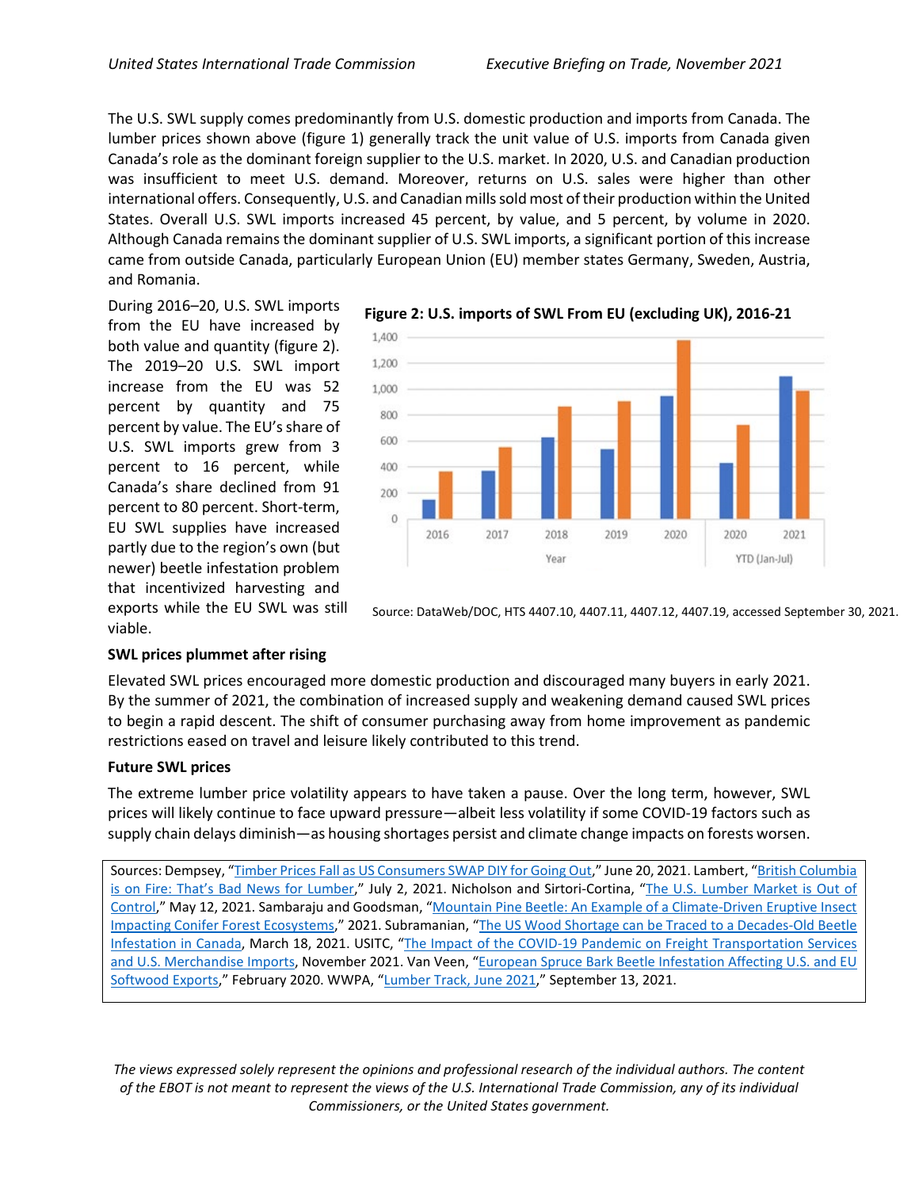The U.S. SWL supply comes predominantly from U.S. domestic production and imports from Canada. The lumber prices shown above (figure 1) generally track the unit value of U.S. imports from Canada given Canada's role as the dominant foreign supplier to the U.S. market. In 2020, U.S. and Canadian production was insufficient to meet U.S. demand. Moreover, returns on U.S. sales were higher than other international offers. Consequently, U.S. and Canadian mills sold most of their production within the United States. Overall U.S. SWL imports increased 45 percent, by value, and 5 percent, by volume in 2020. Although Canada remains the dominant supplier of U.S. SWL imports, a significant portion of this increase came from outside Canada, particularly European Union (EU) member states Germany, Sweden, Austria, and Romania.

During 2016–20, U.S. SWL imports from the EU have increased by both value and quantity (figure 2). The 2019–20 U.S. SWL import increase from the EU was 52 percent by quantity and 75 percent by value. The EU's share of U.S. SWL imports grew from 3 percent to 16 percent, while Canada's share declined from 91 percent to 80 percent. Short-term, EU SWL supplies have increased partly due to the region's own (but newer) beetle infestation problem that incentivized harvesting and exports while the EU SWL was still viable.

**Figure 2: U.S. imports of SWL From EU (excluding UK), 2016-21**

1,400
1,200
1,000
800
600
400
200
0

2016 2017 2018 2019 2020
Year

2020 2021
YTD (Jan-Jul)

Source: DataWeb/DOC, HTS 4407.10, 4407.11, 4407.12, 4407.19, accessed September 30, 2021.

**SWL prices plummet after rising**

Elevated SWL prices encouraged more domestic production and discouraged many buyers in early 2021. By the summer of 2021, the combination of increased supply and weakening demand caused SWL prices to begin a rapid descent. The shift of consumer purchasing away from home improvement as pandemic restrictions eased on travel and leisure likely contributed to this trend.

**Future SWL prices**

The extreme lumber price volatility appears to have taken a pause. Over the long term, however, SWL prices will likely continue to face upward pressure—albeit less volatility if some COVID-19 factors such as supply chain delays diminish—as housing shortages persist and climate change impacts on forests worsen.

Sources: Dempsey, "Timber Prices Fall as US Consumers SWAP DIY for Going Out," June 20, 2021. Lambert, "British Columbia is on Fire: That's Bad News for Lumber," July 2, 2021. Nicholson and Sirtori-Cortina, "The U.S. Lumber Market is Out of Control," May 12, 2021. Sambaraju and Goodsman, "Mountain Pine Beetle: An Example of a Climate-Driven Eruptive Insect Impacting Conifer Forest Ecosystems," 2021. Subramanian, "The US Wood Shortage can be Traced to a Decades-Old Beetle Infestation in Canada, March 18, 2021. USITC, "The Impact of the COVID-19 Pandemic on Freight Transportation Services and U.S. Merchandise Imports, November 2021. Van Veen, "European Spruce Bark Beetle Infestation Affecting U.S. and EU Softwood Exports," February 2020. WWPA, "Lumber Track, June 2021," September 13, 2021.

*The views expressed solely represent the opinions and professional research of the individual authors. The content of the EBOT is not meant to represent the views of the U.S. International Trade Commission, any of its individual Commissioners, or the United States government.*